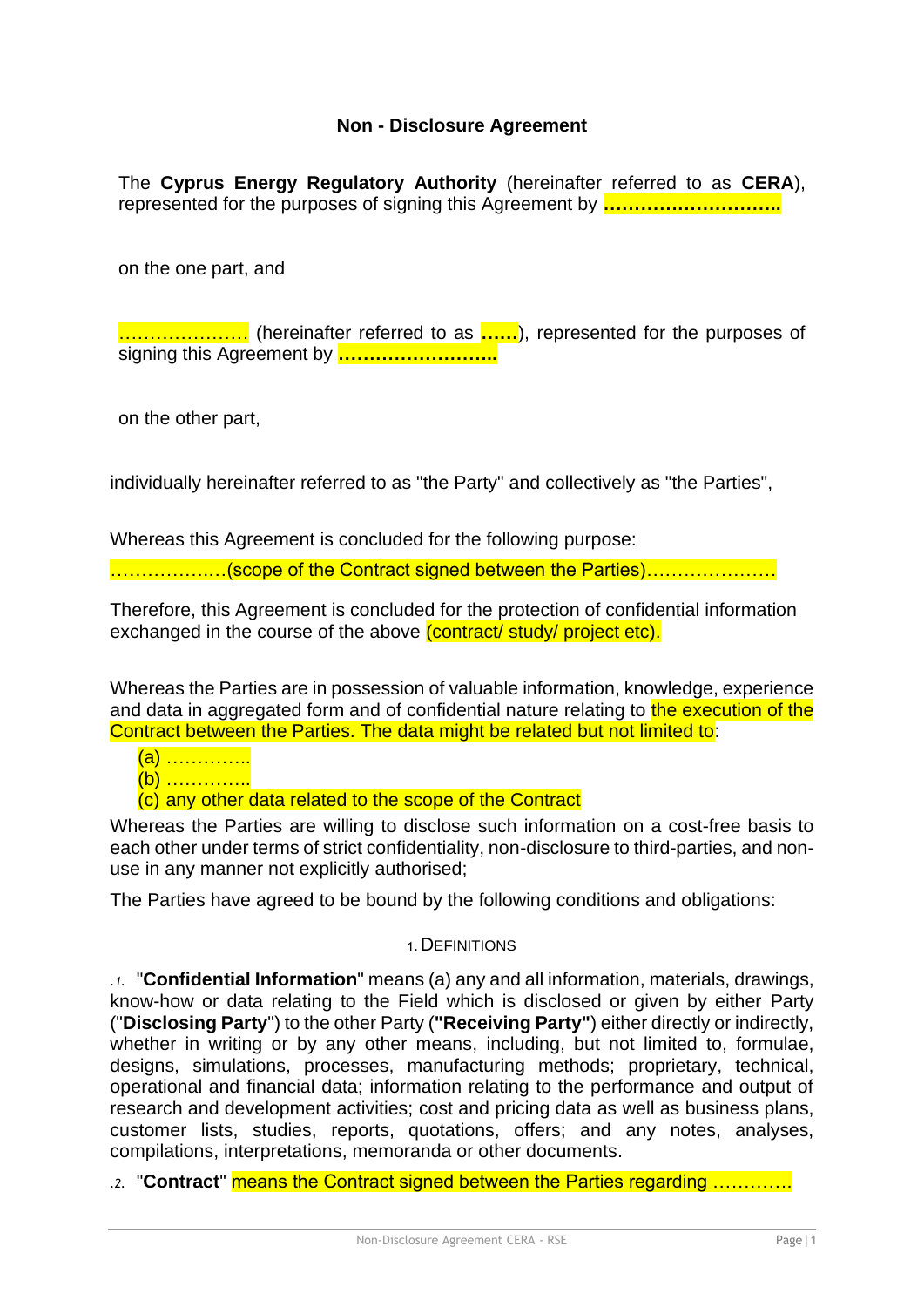# Non - Disclosure Agreement

The **Cyprus Energy Regulatory Authority** (hereinafter referred to as **CERA**), represented for the purposes of signing this Agreement by **………………………..**

on the one part, and

………………… (hereinafter referred to as **……**), represented for the purposes of signing this Agreement by **……………………..**

on the other part,

individually hereinafter referred to as "the Party" and collectively as "the Parties",

Whereas this Agreement is concluded for the following purpose:

………………(scope of the Contract signed between the Parties)…………………

Therefore, this Agreement is concluded for the protection of confidential information exchanged in the course of the above (contract/ study/ project etc).

Whereas the Parties are in possession of valuable information, knowledge, experience and data in aggregated form and of confidential nature relating to the execution of the Contract between the Parties. The data might be related but not limited to:

(a) …………..
(b) …………..
(c) any other data related to the scope of the Contract

Whereas the Parties are willing to disclose such information on a cost-free basis to each other under terms of strict confidentiality, non-disclosure to third-parties, and non-use in any manner not explicitly authorised;

The Parties have agreed to be bound by the following conditions and obligations:

## 1. DEFINITIONS

*.1.* "**Confidential Information**" means (a) any and all information, materials, drawings, know-how or data relating to the Field which is disclosed or given by either Party ("**Disclosing Party**") to the other Party (**"Receiving Party"**) either directly or indirectly, whether in writing or by any other means, including, but not limited to, formulae, designs, simulations, processes, manufacturing methods; proprietary, technical, operational and financial data; information relating to the performance and output of research and development activities; cost and pricing data as well as business plans, customer lists, studies, reports, quotations, offers; and any notes, analyses, compilations, interpretations, memoranda or other documents.

*.2.* "**Contract**" means the Contract signed between the Parties regarding ………….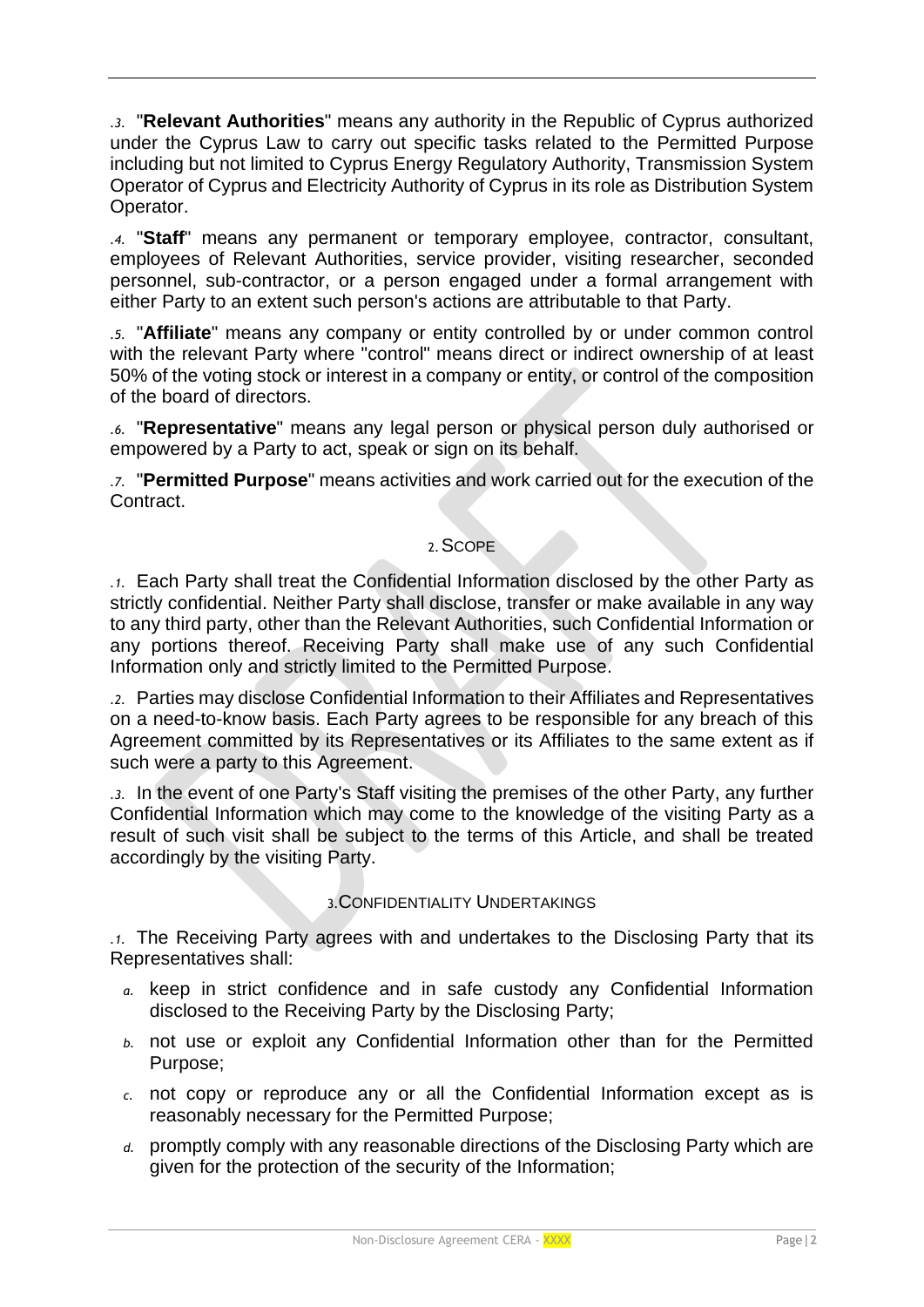.3. "**Relevant Authorities**" means any authority in the Republic of Cyprus authorized under the Cyprus Law to carry out specific tasks related to the Permitted Purpose including but not limited to Cyprus Energy Regulatory Authority, Transmission System Operator of Cyprus and Electricity Authority of Cyprus in its role as Distribution System Operator.

.4. "**Staff**" means any permanent or temporary employee, contractor, consultant, employees of Relevant Authorities, service provider, visiting researcher, seconded personnel, sub-contractor, or a person engaged under a formal arrangement with either Party to an extent such person's actions are attributable to that Party.

.5. "**Affiliate**" means any company or entity controlled by or under common control with the relevant Party where "control" means direct or indirect ownership of at least 50% of the voting stock or interest in a company or entity, or control of the composition of the board of directors.

.6. "**Representative**" means any legal person or physical person duly authorised or empowered by a Party to act, speak or sign on its behalf.

.7. "**Permitted Purpose**" means activities and work carried out for the execution of the Contract.

## 2. SCOPE

.1. Each Party shall treat the Confidential Information disclosed by the other Party as strictly confidential. Neither Party shall disclose, transfer or make available in any way to any third party, other than the Relevant Authorities, such Confidential Information or any portions thereof. Receiving Party shall make use of any such Confidential Information only and strictly limited to the Permitted Purpose.

.2. Parties may disclose Confidential Information to their Affiliates and Representatives on a need-to-know basis. Each Party agrees to be responsible for any breach of this Agreement committed by its Representatives or its Affiliates to the same extent as if such were a party to this Agreement.

.3. In the event of one Party's Staff visiting the premises of the other Party, any further Confidential Information which may come to the knowledge of the visiting Party as a result of such visit shall be subject to the terms of this Article, and shall be treated accordingly by the visiting Party.

## 3. CONFIDENTIALITY UNDERTAKINGS

.1. The Receiving Party agrees with and undertakes to the Disclosing Party that its Representatives shall:

- a. keep in strict confidence and in safe custody any Confidential Information disclosed to the Receiving Party by the Disclosing Party;
- b. not use or exploit any Confidential Information other than for the Permitted Purpose;
- c. not copy or reproduce any or all the Confidential Information except as is reasonably necessary for the Permitted Purpose;
- d. promptly comply with any reasonable directions of the Disclosing Party which are given for the protection of the security of the Information;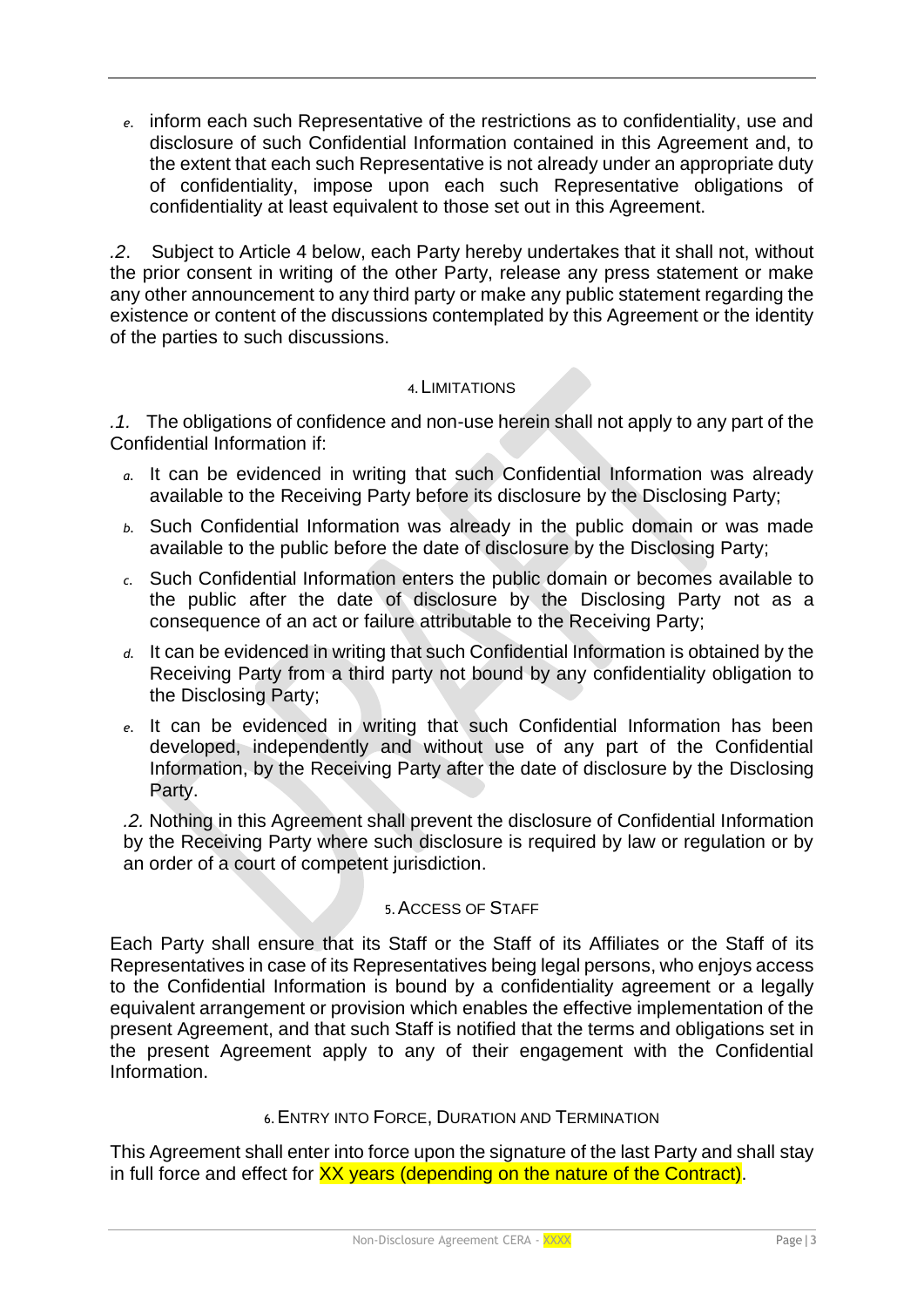*e.* inform each such Representative of the restrictions as to confidentiality, use and disclosure of such Confidential Information contained in this Agreement and, to the extent that each such Representative is not already under an appropriate duty of confidentiality, impose upon each such Representative obligations of confidentiality at least equivalent to those set out in this Agreement.

*.2*. Subject to Article 4 below, each Party hereby undertakes that it shall not, without the prior consent in writing of the other Party, release any press statement or make any other announcement to any third party or make any public statement regarding the existence or content of the discussions contemplated by this Agreement or the identity of the parties to such discussions.

## 4. LIMITATIONS

*.1.* The obligations of confidence and non-use herein shall not apply to any part of the Confidential Information if:

*a.* It can be evidenced in writing that such Confidential Information was already available to the Receiving Party before its disclosure by the Disclosing Party;

*b.* Such Confidential Information was already in the public domain or was made available to the public before the date of disclosure by the Disclosing Party;

*c.* Such Confidential Information enters the public domain or becomes available to the public after the date of disclosure by the Disclosing Party not as a consequence of an act or failure attributable to the Receiving Party;

*d.* It can be evidenced in writing that such Confidential Information is obtained by the Receiving Party from a third party not bound by any confidentiality obligation to the Disclosing Party;

*e.* It can be evidenced in writing that such Confidential Information has been developed, independently and without use of any part of the Confidential Information, by the Receiving Party after the date of disclosure by the Disclosing Party.

*.2.* Nothing in this Agreement shall prevent the disclosure of Confidential Information by the Receiving Party where such disclosure is required by law or regulation or by an order of a court of competent jurisdiction.

## 5. ACCESS OF STAFF

Each Party shall ensure that its Staff or the Staff of its Affiliates or the Staff of its Representatives in case of its Representatives being legal persons, who enjoys access to the Confidential Information is bound by a confidentiality agreement or a legally equivalent arrangement or provision which enables the effective implementation of the present Agreement, and that such Staff is notified that the terms and obligations set in the present Agreement apply to any of their engagement with the Confidential Information.

## 6. ENTRY INTO FORCE, DURATION AND TERMINATION

This Agreement shall enter into force upon the signature of the last Party and shall stay in full force and effect for XX years (depending on the nature of the Contract).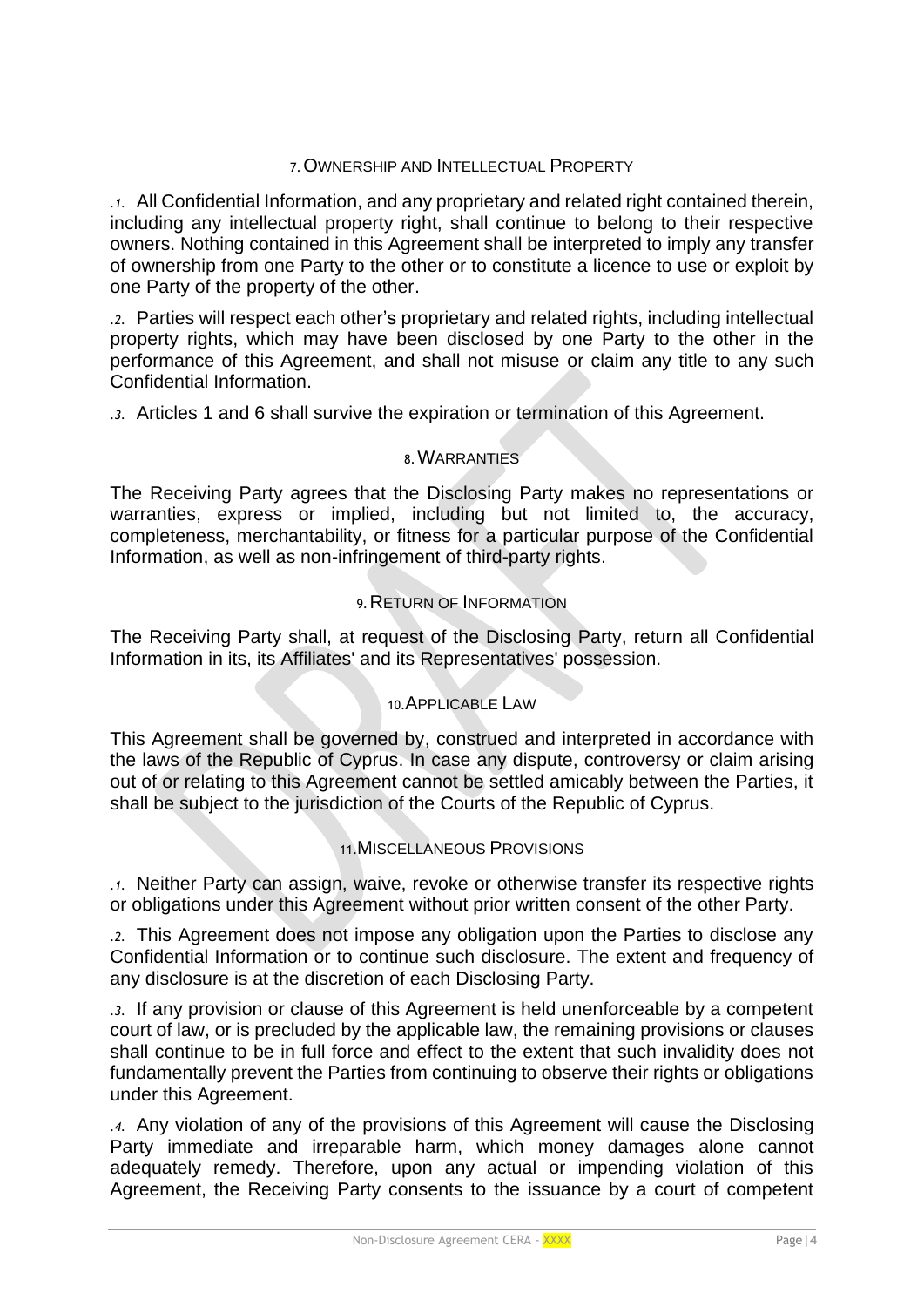## 7. OWNERSHIP AND INTELLECTUAL PROPERTY

.1. All Confidential Information, and any proprietary and related right contained therein, including any intellectual property right, shall continue to belong to their respective owners. Nothing contained in this Agreement shall be interpreted to imply any transfer of ownership from one Party to the other or to constitute a licence to use or exploit by one Party of the property of the other.

.2. Parties will respect each other's proprietary and related rights, including intellectual property rights, which may have been disclosed by one Party to the other in the performance of this Agreement, and shall not misuse or claim any title to any such Confidential Information.

.3. Articles 1 and 6 shall survive the expiration or termination of this Agreement.

## 8. WARRANTIES

The Receiving Party agrees that the Disclosing Party makes no representations or warranties, express or implied, including but not limited to, the accuracy, completeness, merchantability, or fitness for a particular purpose of the Confidential Information, as well as non-infringement of third-party rights.

## 9. RETURN OF INFORMATION

The Receiving Party shall, at request of the Disclosing Party, return all Confidential Information in its, its Affiliates' and its Representatives' possession.

## 10. APPLICABLE LAW

This Agreement shall be governed by, construed and interpreted in accordance with the laws of the Republic of Cyprus. In case any dispute, controversy or claim arising out of or relating to this Agreement cannot be settled amicably between the Parties, it shall be subject to the jurisdiction of the Courts of the Republic of Cyprus.

## 11. MISCELLANEOUS PROVISIONS

.1. Neither Party can assign, waive, revoke or otherwise transfer its respective rights or obligations under this Agreement without prior written consent of the other Party.

.2. This Agreement does not impose any obligation upon the Parties to disclose any Confidential Information or to continue such disclosure. The extent and frequency of any disclosure is at the discretion of each Disclosing Party.

.3. If any provision or clause of this Agreement is held unenforceable by a competent court of law, or is precluded by the applicable law, the remaining provisions or clauses shall continue to be in full force and effect to the extent that such invalidity does not fundamentally prevent the Parties from continuing to observe their rights or obligations under this Agreement.

.4. Any violation of any of the provisions of this Agreement will cause the Disclosing Party immediate and irreparable harm, which money damages alone cannot adequately remedy. Therefore, upon any actual or impending violation of this Agreement, the Receiving Party consents to the issuance by a court of competent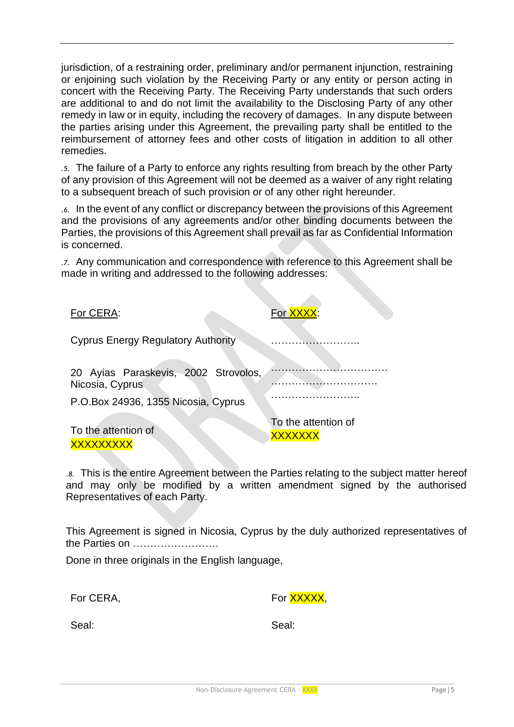jurisdiction, of a restraining order, preliminary and/or permanent injunction, restraining or enjoining such violation by the Receiving Party or any entity or person acting in concert with the Receiving Party. The Receiving Party understands that such orders are additional to and do not limit the availability to the Disclosing Party of any other remedy in law or in equity, including the recovery of damages. In any dispute between the parties arising under this Agreement, the prevailing party shall be entitled to the reimbursement of attorney fees and other costs of litigation in addition to all other remedies.

.5. The failure of a Party to enforce any rights resulting from breach by the other Party of any provision of this Agreement will not be deemed as a waiver of any right relating to a subsequent breach of such provision or of any other right hereunder.

.6. In the event of any conflict or discrepancy between the provisions of this Agreement and the provisions of any agreements and/or other binding documents between the Parties, the provisions of this Agreement shall prevail as far as Confidential Information is concerned.

.7. Any communication and correspondence with reference to this Agreement shall be made in writing and addressed to the following addresses:

| <u>For CERA</u>: | <u>For XXXX</u>: |
|---|---|
| Cyprus Energy Regulatory Authority | …………………….. |
| 20 Ayias Paraskevis, 2002 Strovolos, Nicosia, Cyprus | ……………………………<br>…………………………. |
| P.O.Box 24936, 1355 Nicosia, Cyprus | …………………….. |
| To the attention of XXXXXXXXX | To the attention of XXXXXXX |

.8. This is the entire Agreement between the Parties relating to the subject matter hereof and may only be modified by a written amendment signed by the authorised Representatives of each Party.

This Agreement is signed in Nicosia, Cyprus by the duly authorized representatives of the Parties on …………………….

Done in three originals in the English language,

| For CERA, | For XXXXX, |
|---|---|
| Seal: | Seal: |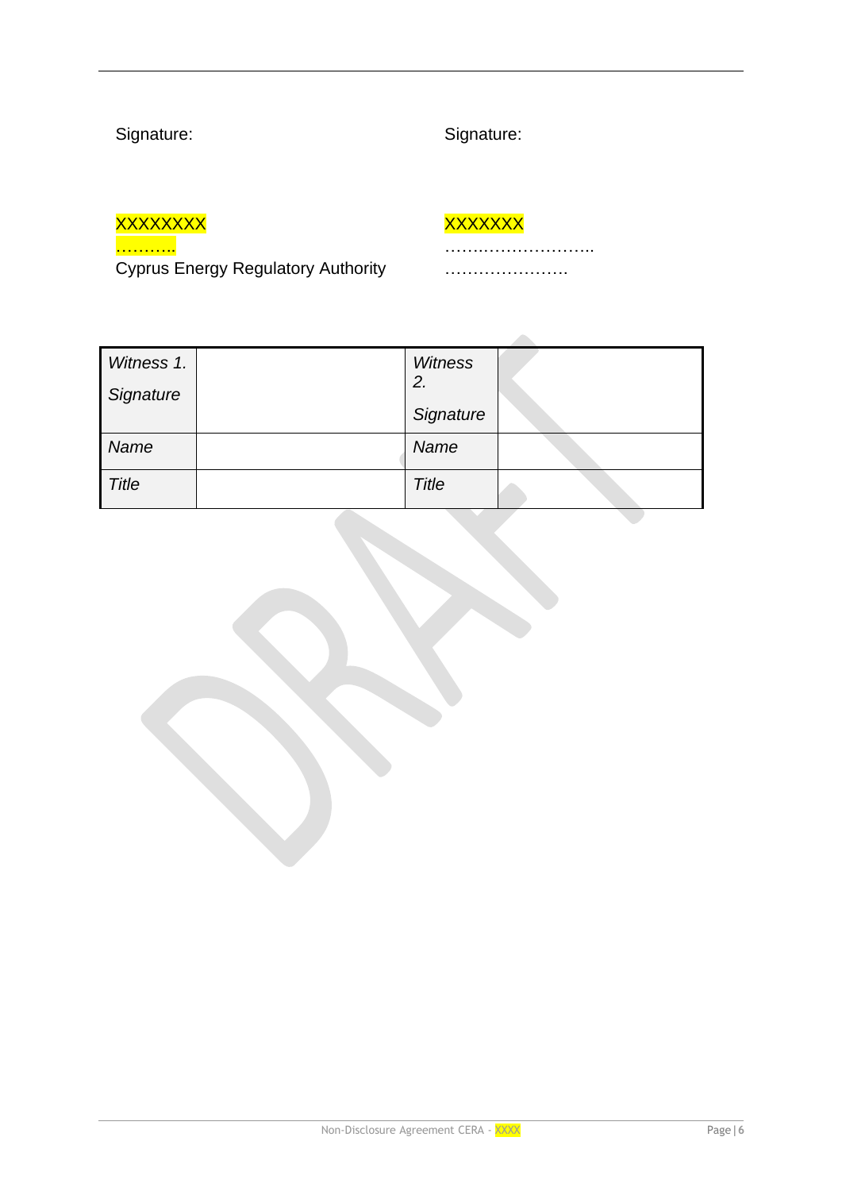Signature:

XXXXXXXX
………..
Cyprus Energy Regulatory Authority

Signature:

XXXXXXX
……..……………….
………………….

| | | | |
|---|---|---|---|
| *Witness 1.*<br>*Signature* | | *Witness 2.*<br>*Signature* | |
| *Name* | | *Name* | |
| *Title* | | *Title* | |